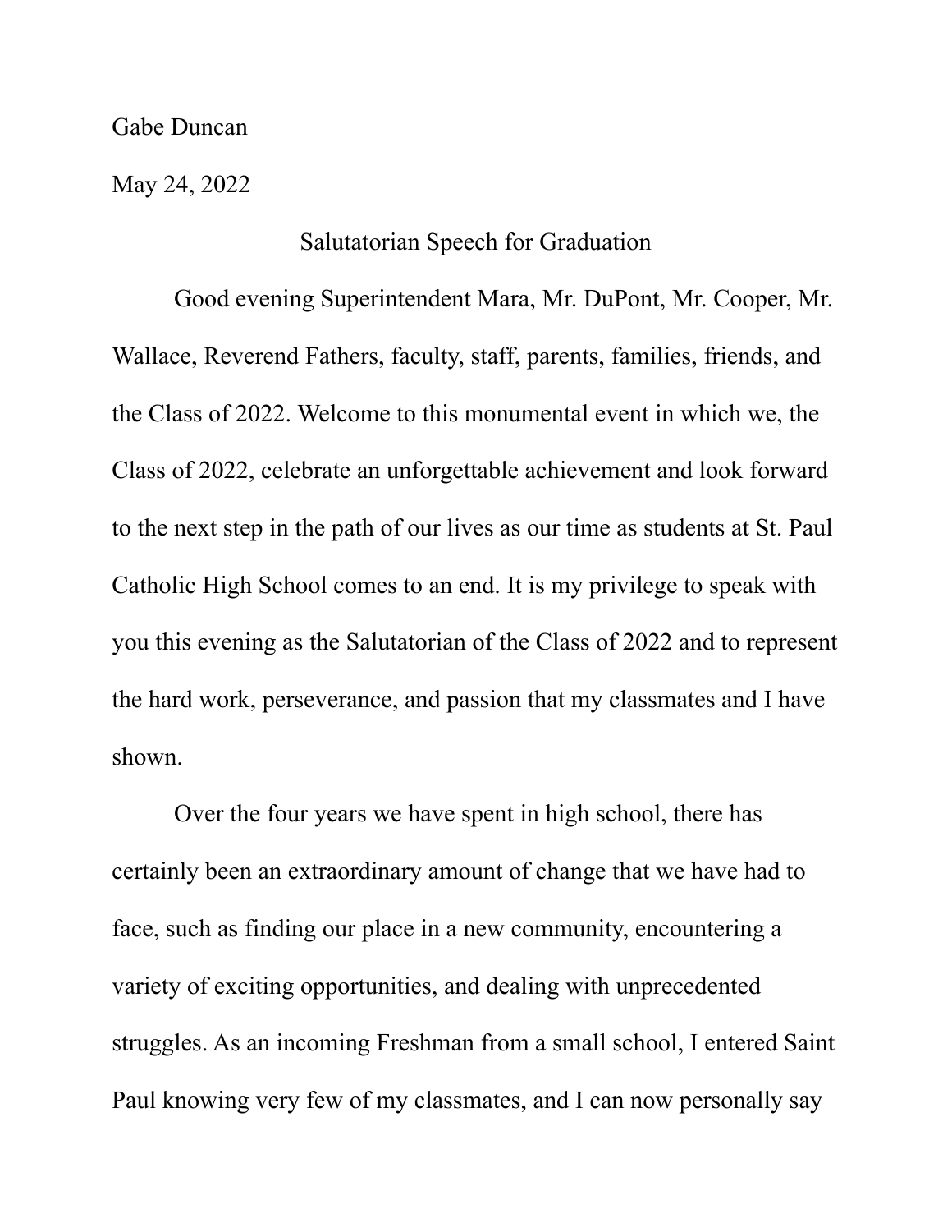Gabe Duncan

May 24, 2022

# Salutatorian Speech for Graduation

Good evening Superintendent Mara, Mr. DuPont, Mr. Cooper, Mr. Wallace, Reverend Fathers, faculty, staff, parents, families, friends, and the Class of 2022. Welcome to this monumental event in which we, the Class of 2022, celebrate an unforgettable achievement and look forward to the next step in the path of our lives as our time as students at St. Paul Catholic High School comes to an end. It is my privilege to speak with you this evening as the Salutatorian of the Class of 2022 and to represent the hard work, perseverance, and passion that my classmates and I have shown.

Over the four years we have spent in high school, there has certainly been an extraordinary amount of change that we have had to face, such as finding our place in a new community, encountering a variety of exciting opportunities, and dealing with unprecedented struggles. As an incoming Freshman from a small school, I entered Saint Paul knowing very few of my classmates, and I can now personally say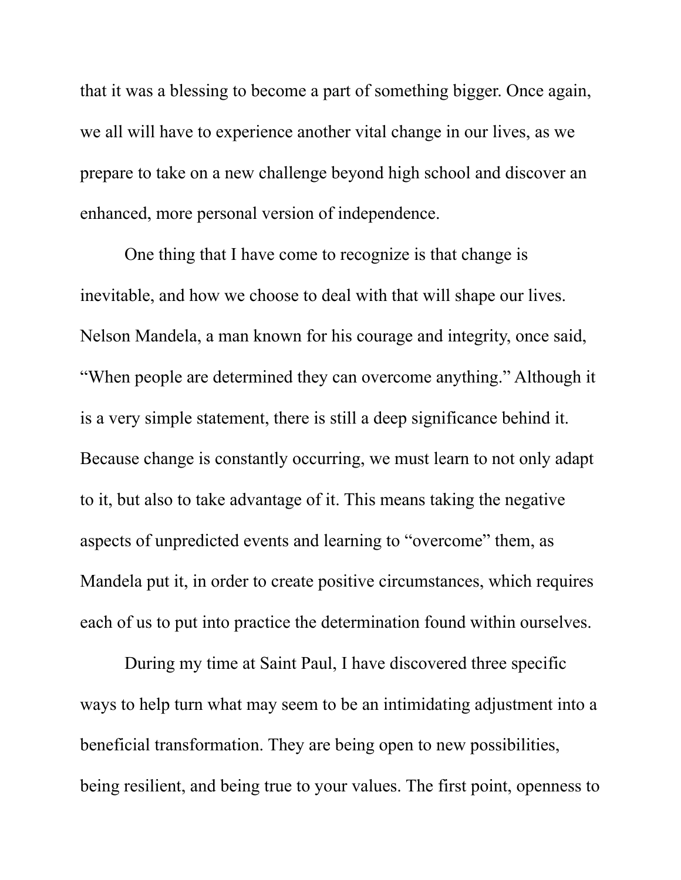that it was a blessing to become a part of something bigger. Once again, we all will have to experience another vital change in our lives, as we prepare to take on a new challenge beyond high school and discover an enhanced, more personal version of independence.

One thing that I have come to recognize is that change is inevitable, and how we choose to deal with that will shape our lives. Nelson Mandela, a man known for his courage and integrity, once said, “When people are determined they can overcome anything.” Although it is a very simple statement, there is still a deep significance behind it. Because change is constantly occurring, we must learn to not only adapt to it, but also to take advantage of it. This means taking the negative aspects of unpredicted events and learning to “overcome” them, as Mandela put it, in order to create positive circumstances, which requires each of us to put into practice the determination found within ourselves.

During my time at Saint Paul, I have discovered three specific ways to help turn what may seem to be an intimidating adjustment into a beneficial transformation. They are being open to new possibilities, being resilient, and being true to your values. The first point, openness to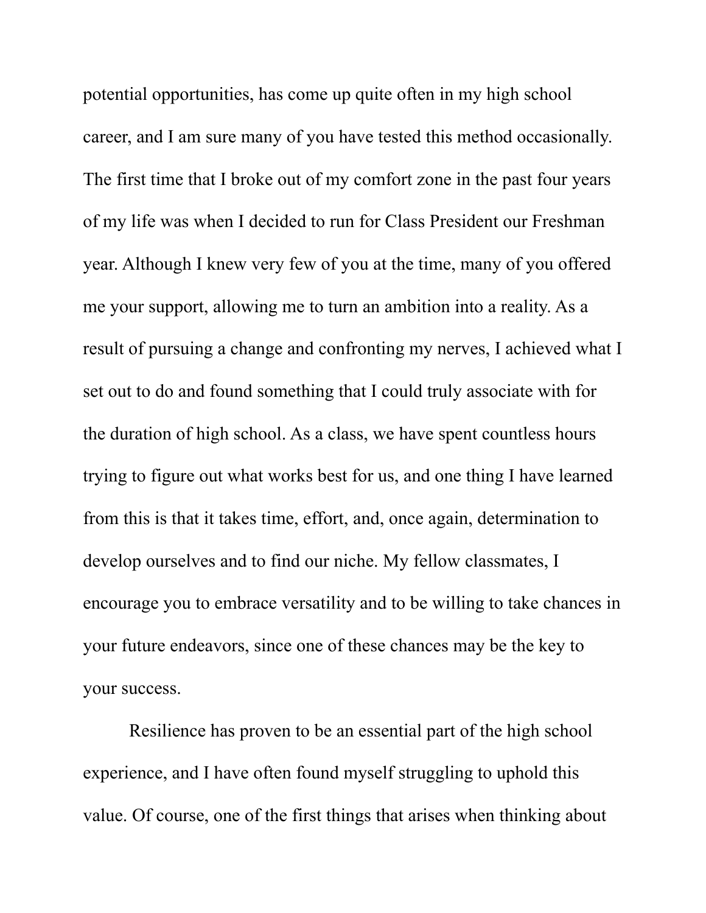potential opportunities, has come up quite often in my high school career, and I am sure many of you have tested this method occasionally. The first time that I broke out of my comfort zone in the past four years of my life was when I decided to run for Class President our Freshman year. Although I knew very few of you at the time, many of you offered me your support, allowing me to turn an ambition into a reality. As a result of pursuing a change and confronting my nerves, I achieved what I set out to do and found something that I could truly associate with for the duration of high school. As a class, we have spent countless hours trying to figure out what works best for us, and one thing I have learned from this is that it takes time, effort, and, once again, determination to develop ourselves and to find our niche. My fellow classmates, I encourage you to embrace versatility and to be willing to take chances in your future endeavors, since one of these chances may be the key to your success.

Resilience has proven to be an essential part of the high school experience, and I have often found myself struggling to uphold this value. Of course, one of the first things that arises when thinking about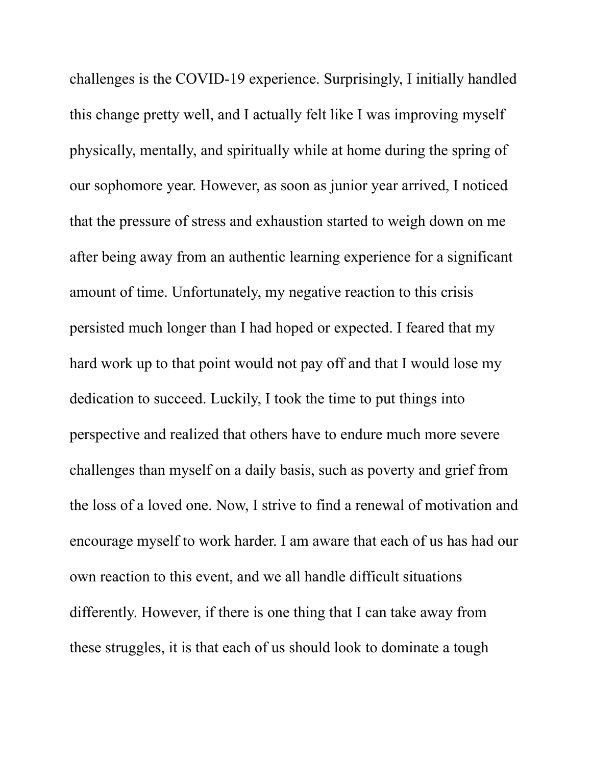challenges is the COVID-19 experience. Surprisingly, I initially handled this change pretty well, and I actually felt like I was improving myself physically, mentally, and spiritually while at home during the spring of our sophomore year. However, as soon as junior year arrived, I noticed that the pressure of stress and exhaustion started to weigh down on me after being away from an authentic learning experience for a significant amount of time. Unfortunately, my negative reaction to this crisis persisted much longer than I had hoped or expected. I feared that my hard work up to that point would not pay off and that I would lose my dedication to succeed. Luckily, I took the time to put things into perspective and realized that others have to endure much more severe challenges than myself on a daily basis, such as poverty and grief from the loss of a loved one. Now, I strive to find a renewal of motivation and encourage myself to work harder. I am aware that each of us has had our own reaction to this event, and we all handle difficult situations differently. However, if there is one thing that I can take away from these struggles, it is that each of us should look to dominate a tough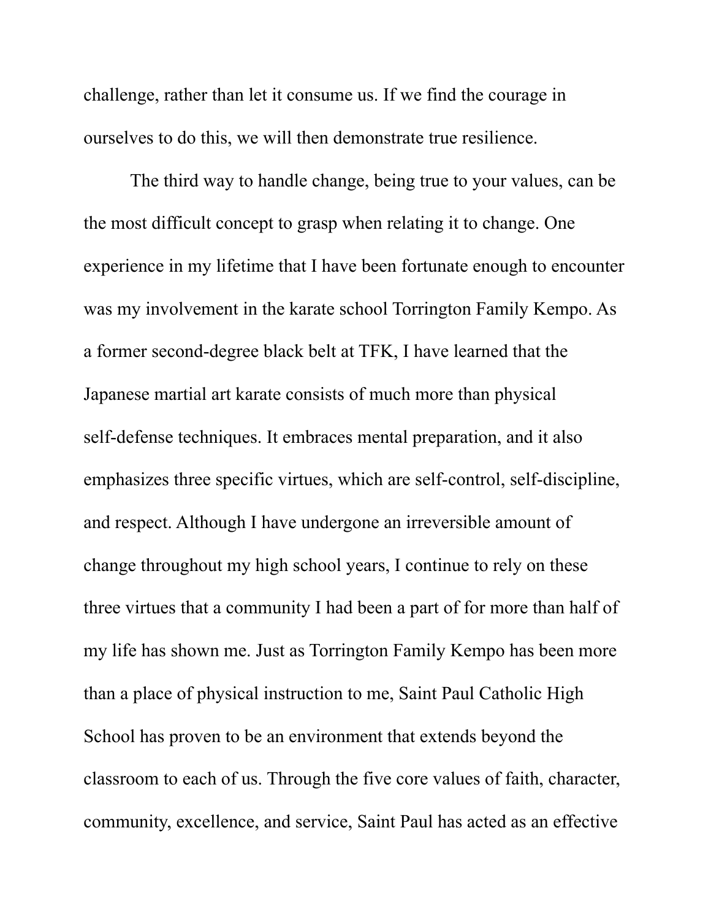challenge, rather than let it consume us. If we find the courage in ourselves to do this, we will then demonstrate true resilience.

The third way to handle change, being true to your values, can be the most difficult concept to grasp when relating it to change. One experience in my lifetime that I have been fortunate enough to encounter was my involvement in the karate school Torrington Family Kempo. As a former second-degree black belt at TFK, I have learned that the Japanese martial art karate consists of much more than physical self-defense techniques. It embraces mental preparation, and it also emphasizes three specific virtues, which are self-control, self-discipline, and respect. Although I have undergone an irreversible amount of change throughout my high school years, I continue to rely on these three virtues that a community I had been a part of for more than half of my life has shown me. Just as Torrington Family Kempo has been more than a place of physical instruction to me, Saint Paul Catholic High School has proven to be an environment that extends beyond the classroom to each of us. Through the five core values of faith, character, community, excellence, and service, Saint Paul has acted as an effective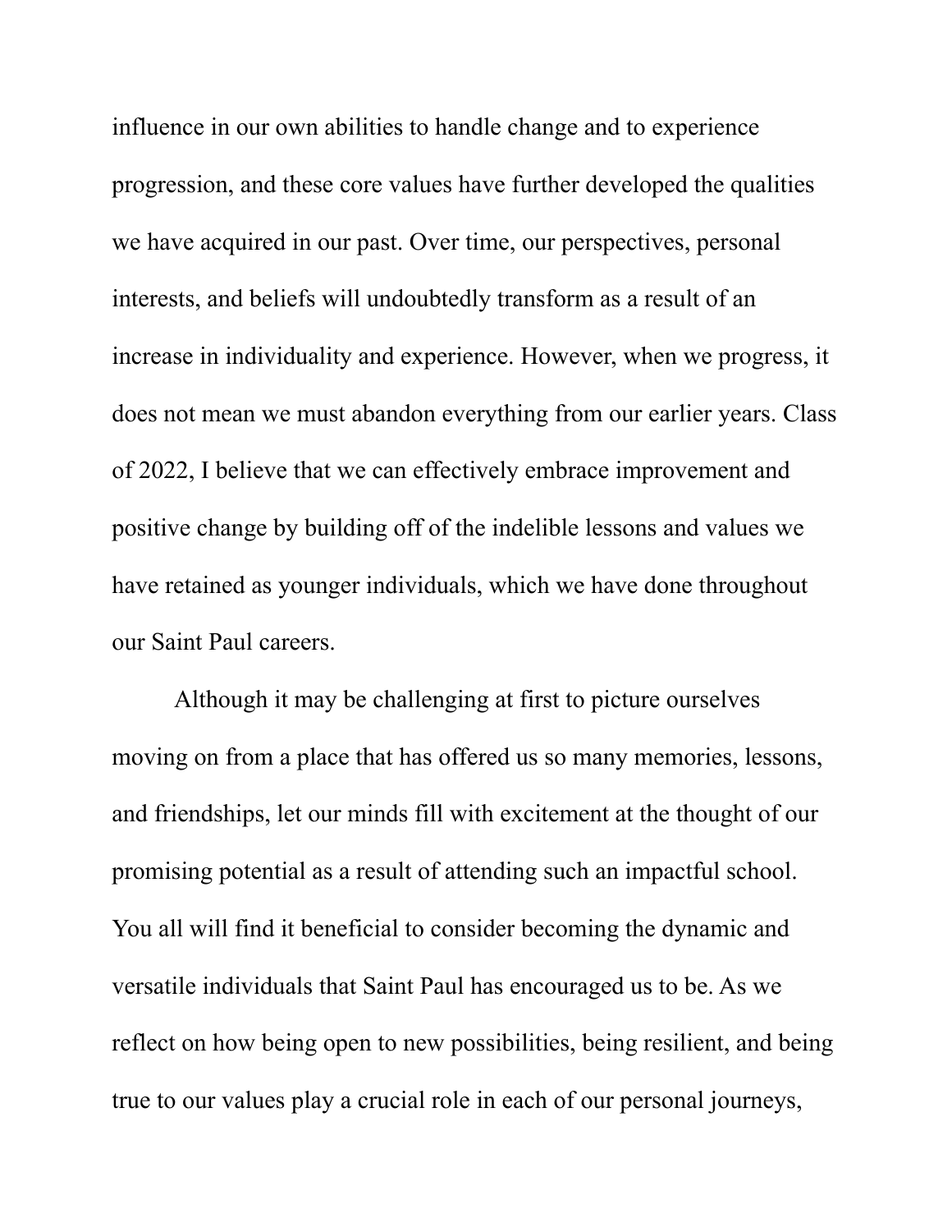influence in our own abilities to handle change and to experience progression, and these core values have further developed the qualities we have acquired in our past. Over time, our perspectives, personal interests, and beliefs will undoubtedly transform as a result of an increase in individuality and experience. However, when we progress, it does not mean we must abandon everything from our earlier years. Class of 2022, I believe that we can effectively embrace improvement and positive change by building off of the indelible lessons and values we have retained as younger individuals, which we have done throughout our Saint Paul careers.

Although it may be challenging at first to picture ourselves moving on from a place that has offered us so many memories, lessons, and friendships, let our minds fill with excitement at the thought of our promising potential as a result of attending such an impactful school. You all will find it beneficial to consider becoming the dynamic and versatile individuals that Saint Paul has encouraged us to be. As we reflect on how being open to new possibilities, being resilient, and being true to our values play a crucial role in each of our personal journeys,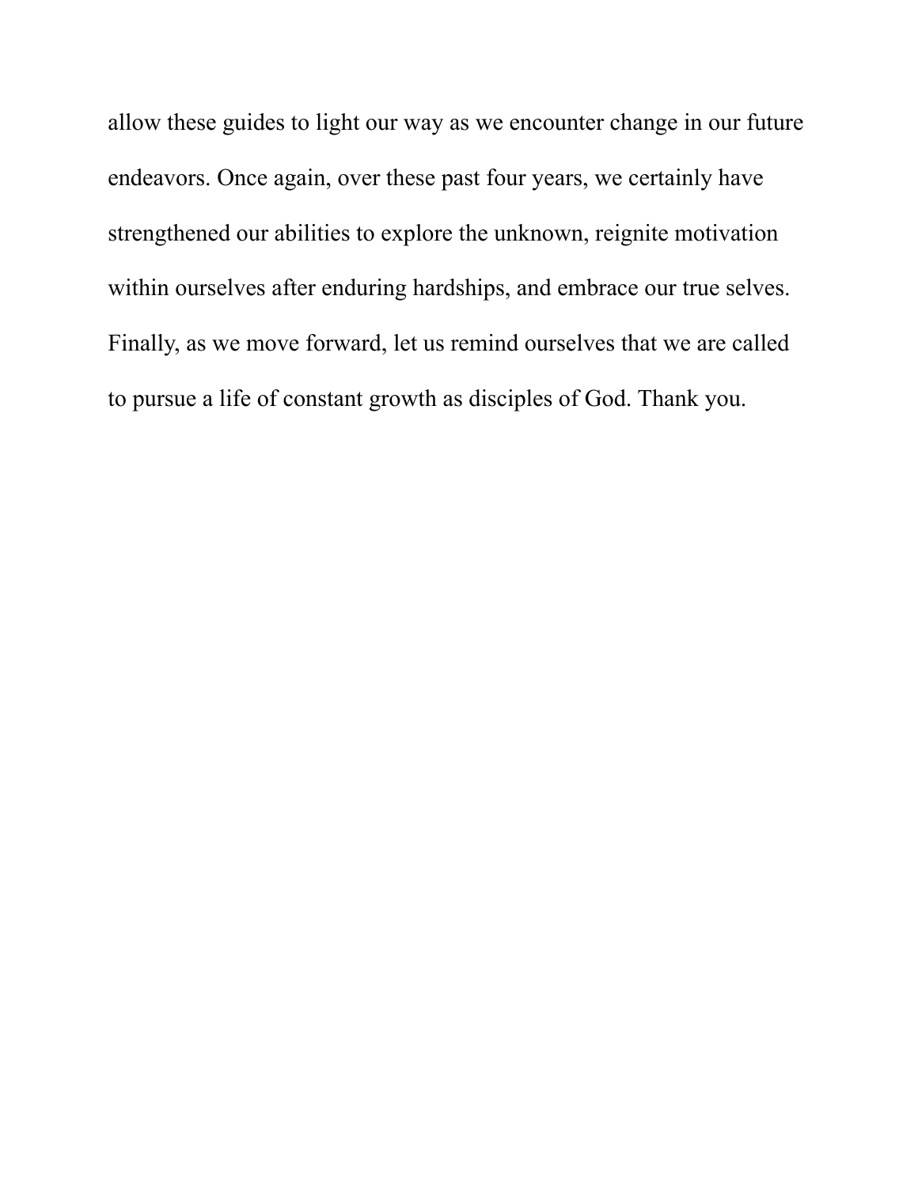allow these guides to light our way as we encounter change in our future endeavors. Once again, over these past four years, we certainly have strengthened our abilities to explore the unknown, reignite motivation within ourselves after enduring hardships, and embrace our true selves. Finally, as we move forward, let us remind ourselves that we are called to pursue a life of constant growth as disciples of God. Thank you.